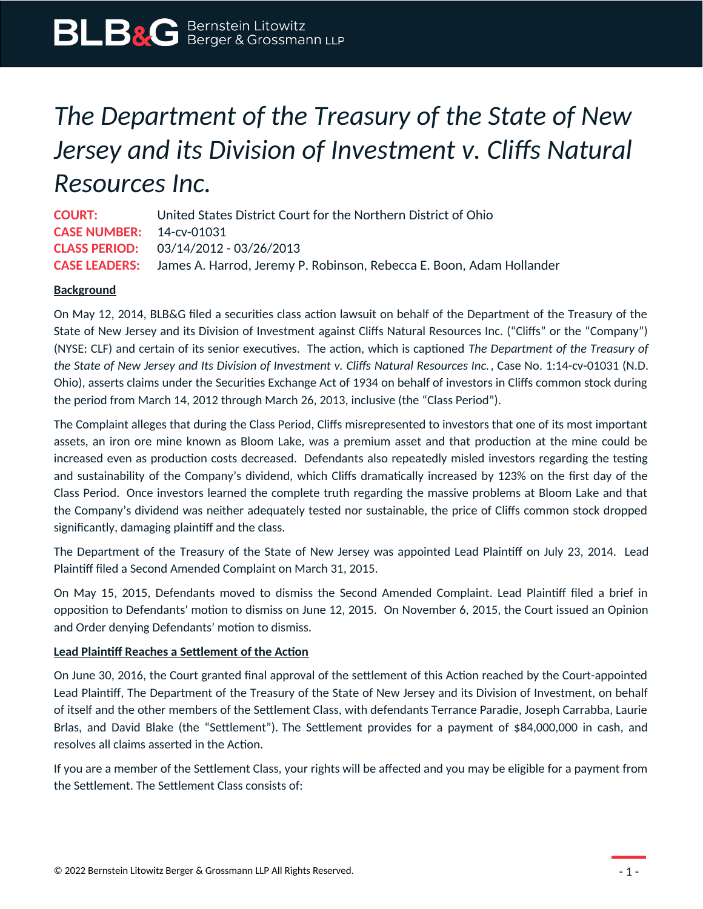# The Department of the Treasury of the State of New Jersey and its Division of Investment v. Cliffs Natural Resources Inc.

**COURT:** United States District Court for the Northern District of Ohio
**CASE NUMBER:** 14-cv-01031
**CLASS PERIOD:** 03/14/2012 - 03/26/2013
**CASE LEADERS:** James A. Harrod, Jeremy P. Robinson, Rebecca E. Boon, Adam Hollander

## Background

On May 12, 2014, BLB&G filed a securities class action lawsuit on behalf of the Department of the Treasury of the State of New Jersey and its Division of Investment against Cliffs Natural Resources Inc. ("Cliffs" or the "Company") (NYSE: CLF) and certain of its senior executives. The action, which is captioned *The Department of the Treasury of the State of New Jersey and Its Division of Investment v. Cliffs Natural Resources Inc.*, Case No. 1:14-cv-01031 (N.D. Ohio), asserts claims under the Securities Exchange Act of 1934 on behalf of investors in Cliffs common stock during the period from March 14, 2012 through March 26, 2013, inclusive (the "Class Period").

The Complaint alleges that during the Class Period, Cliffs misrepresented to investors that one of its most important assets, an iron ore mine known as Bloom Lake, was a premium asset and that production at the mine could be increased even as production costs decreased. Defendants also repeatedly misled investors regarding the testing and sustainability of the Company's dividend, which Cliffs dramatically increased by 123% on the first day of the Class Period. Once investors learned the complete truth regarding the massive problems at Bloom Lake and that the Company's dividend was neither adequately tested nor sustainable, the price of Cliffs common stock dropped significantly, damaging plaintiff and the class.

The Department of the Treasury of the State of New Jersey was appointed Lead Plaintiff on July 23, 2014. Lead Plaintiff filed a Second Amended Complaint on March 31, 2015.

On May 15, 2015, Defendants moved to dismiss the Second Amended Complaint. Lead Plaintiff filed a brief in opposition to Defendants' motion to dismiss on June 12, 2015. On November 6, 2015, the Court issued an Opinion and Order denying Defendants' motion to dismiss.

## Lead Plaintiff Reaches a Settlement of the Action

On June 30, 2016, the Court granted final approval of the settlement of this Action reached by the Court-appointed Lead Plaintiff, The Department of the Treasury of the State of New Jersey and its Division of Investment, on behalf of itself and the other members of the Settlement Class, with defendants Terrance Paradie, Joseph Carrabba, Laurie Brlas, and David Blake (the "Settlement"). The Settlement provides for a payment of $84,000,000 in cash, and resolves all claims asserted in the Action.

If you are a member of the Settlement Class, your rights will be affected and you may be eligible for a payment from the Settlement. The Settlement Class consists of: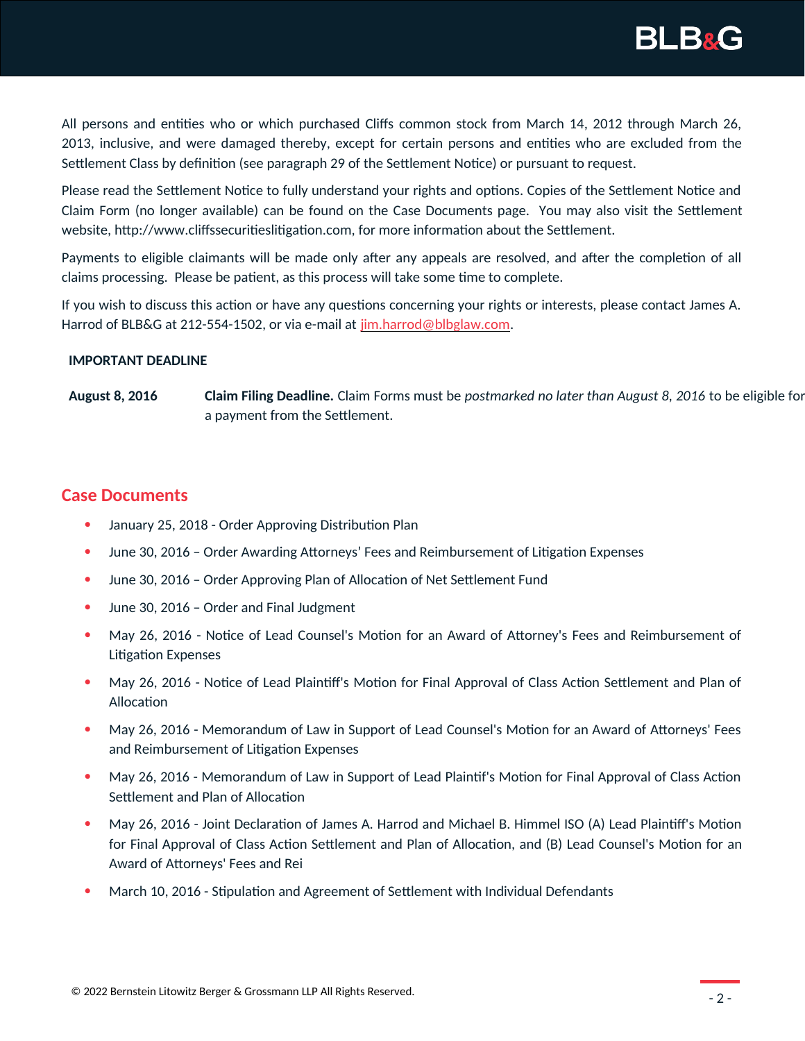All persons and entities who or which purchased Cliffs common stock from March 14, 2012 through March 26, 2013, inclusive, and were damaged thereby, except for certain persons and entities who are excluded from the Settlement Class by definition (see paragraph 29 of the Settlement Notice) or pursuant to request.

Please read the Settlement Notice to fully understand your rights and options. Copies of the Settlement Notice and Claim Form (no longer available) can be found on the Case Documents page. You may also visit the Settlement website, http://www.cliffssecuritieslitigation.com, for more information about the Settlement.

Payments to eligible claimants will be made only after any appeals are resolved, and after the completion of all claims processing. Please be patient, as this process will take some time to complete.

If you wish to discuss this action or have any questions concerning your rights or interests, please contact James A. Harrod of BLB&G at 212-554-1502, or via e-mail at jim.harrod@blbglaw.com.

**IMPORTANT DEADLINE**

**August 8, 2016** — **Claim Filing Deadline.** Claim Forms must be *postmarked no later than August 8, 2016* to be eligible for a payment from the Settlement.

## Case Documents

- January 25, 2018 - Order Approving Distribution Plan
- June 30, 2016 – Order Awarding Attorneys' Fees and Reimbursement of Litigation Expenses
- June 30, 2016 – Order Approving Plan of Allocation of Net Settlement Fund
- June 30, 2016 – Order and Final Judgment
- May 26, 2016 - Notice of Lead Counsel's Motion for an Award of Attorney's Fees and Reimbursement of Litigation Expenses
- May 26, 2016 - Notice of Lead Plaintiff's Motion for Final Approval of Class Action Settlement and Plan of Allocation
- May 26, 2016 - Memorandum of Law in Support of Lead Counsel's Motion for an Award of Attorneys' Fees and Reimbursement of Litigation Expenses
- May 26, 2016 - Memorandum of Law in Support of Lead Plaintif's Motion for Final Approval of Class Action Settlement and Plan of Allocation
- May 26, 2016 - Joint Declaration of James A. Harrod and Michael B. Himmel ISO (A) Lead Plaintiff's Motion for Final Approval of Class Action Settlement and Plan of Allocation, and (B) Lead Counsel's Motion for an Award of Attorneys' Fees and Rei
- March 10, 2016 - Stipulation and Agreement of Settlement with Individual Defendants

© 2022 Bernstein Litowitz Berger & Grossmann LLP All Rights Reserved.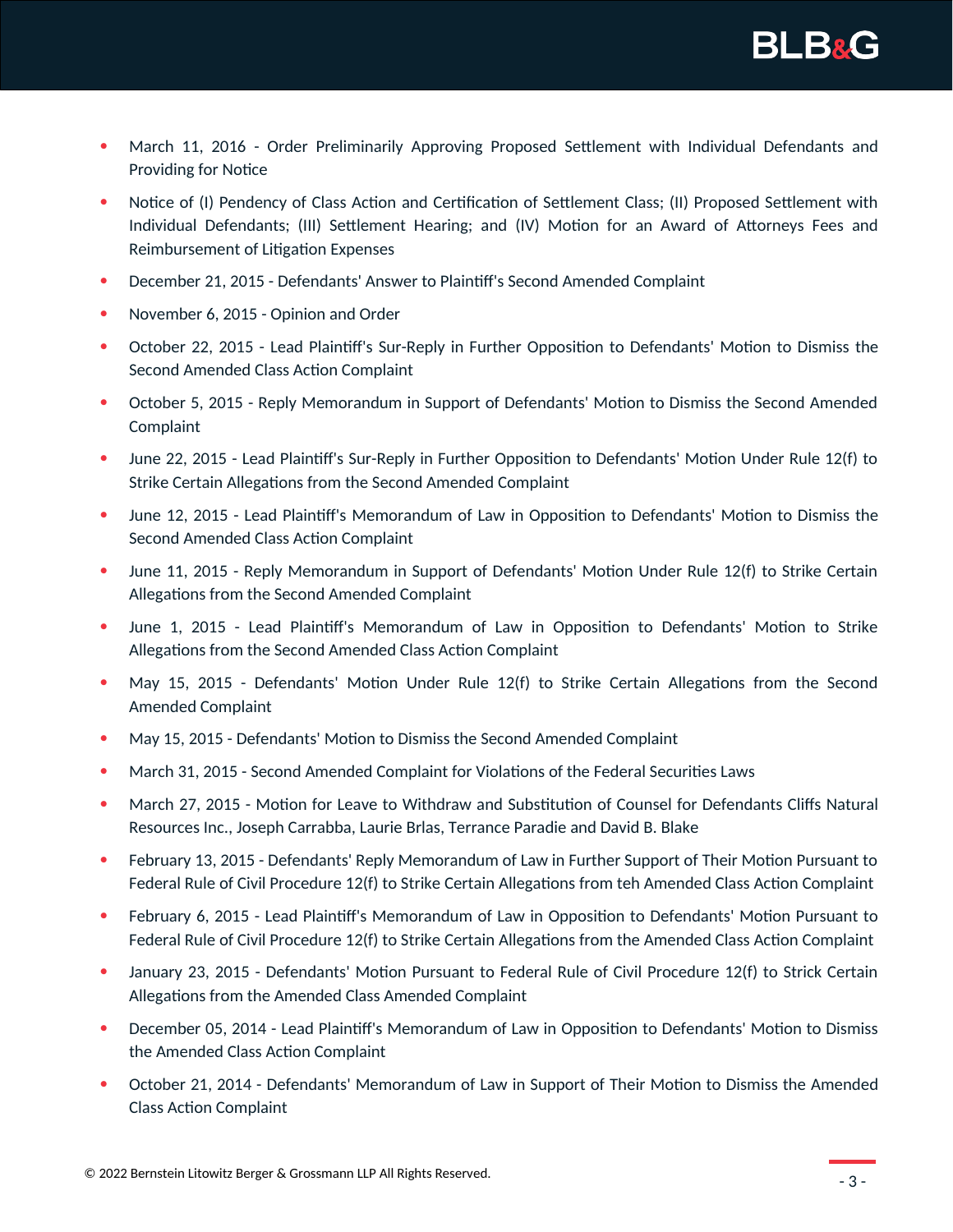- March 11, 2016 - Order Preliminarily Approving Proposed Settlement with Individual Defendants and Providing for Notice
- Notice of (I) Pendency of Class Action and Certification of Settlement Class; (II) Proposed Settlement with Individual Defendants; (III) Settlement Hearing; and (IV) Motion for an Award of Attorneys Fees and Reimbursement of Litigation Expenses
- December 21, 2015 - Defendants' Answer to Plaintiff's Second Amended Complaint
- November 6, 2015 - Opinion and Order
- October 22, 2015 - Lead Plaintiff's Sur-Reply in Further Opposition to Defendants' Motion to Dismiss the Second Amended Class Action Complaint
- October 5, 2015 - Reply Memorandum in Support of Defendants' Motion to Dismiss the Second Amended Complaint
- June 22, 2015 - Lead Plaintiff's Sur-Reply in Further Opposition to Defendants' Motion Under Rule 12(f) to Strike Certain Allegations from the Second Amended Complaint
- June 12, 2015 - Lead Plaintiff's Memorandum of Law in Opposition to Defendants' Motion to Dismiss the Second Amended Class Action Complaint
- June 11, 2015 - Reply Memorandum in Support of Defendants' Motion Under Rule 12(f) to Strike Certain Allegations from the Second Amended Complaint
- June 1, 2015 - Lead Plaintiff's Memorandum of Law in Opposition to Defendants' Motion to Strike Allegations from the Second Amended Class Action Complaint
- May 15, 2015 - Defendants' Motion Under Rule 12(f) to Strike Certain Allegations from the Second Amended Complaint
- May 15, 2015 - Defendants' Motion to Dismiss the Second Amended Complaint
- March 31, 2015 - Second Amended Complaint for Violations of the Federal Securities Laws
- March 27, 2015 - Motion for Leave to Withdraw and Substitution of Counsel for Defendants Cliffs Natural Resources Inc., Joseph Carrabba, Laurie Brlas, Terrance Paradie and David B. Blake
- February 13, 2015 - Defendants' Reply Memorandum of Law in Further Support of Their Motion Pursuant to Federal Rule of Civil Procedure 12(f) to Strike Certain Allegations from teh Amended Class Action Complaint
- February 6, 2015 - Lead Plaintiff's Memorandum of Law in Opposition to Defendants' Motion Pursuant to Federal Rule of Civil Procedure 12(f) to Strike Certain Allegations from the Amended Class Action Complaint
- January 23, 2015 - Defendants' Motion Pursuant to Federal Rule of Civil Procedure 12(f) to Strick Certain Allegations from the Amended Class Amended Complaint
- December 05, 2014 - Lead Plaintiff's Memorandum of Law in Opposition to Defendants' Motion to Dismiss the Amended Class Action Complaint
- October 21, 2014 - Defendants' Memorandum of Law in Support of Their Motion to Dismiss the Amended Class Action Complaint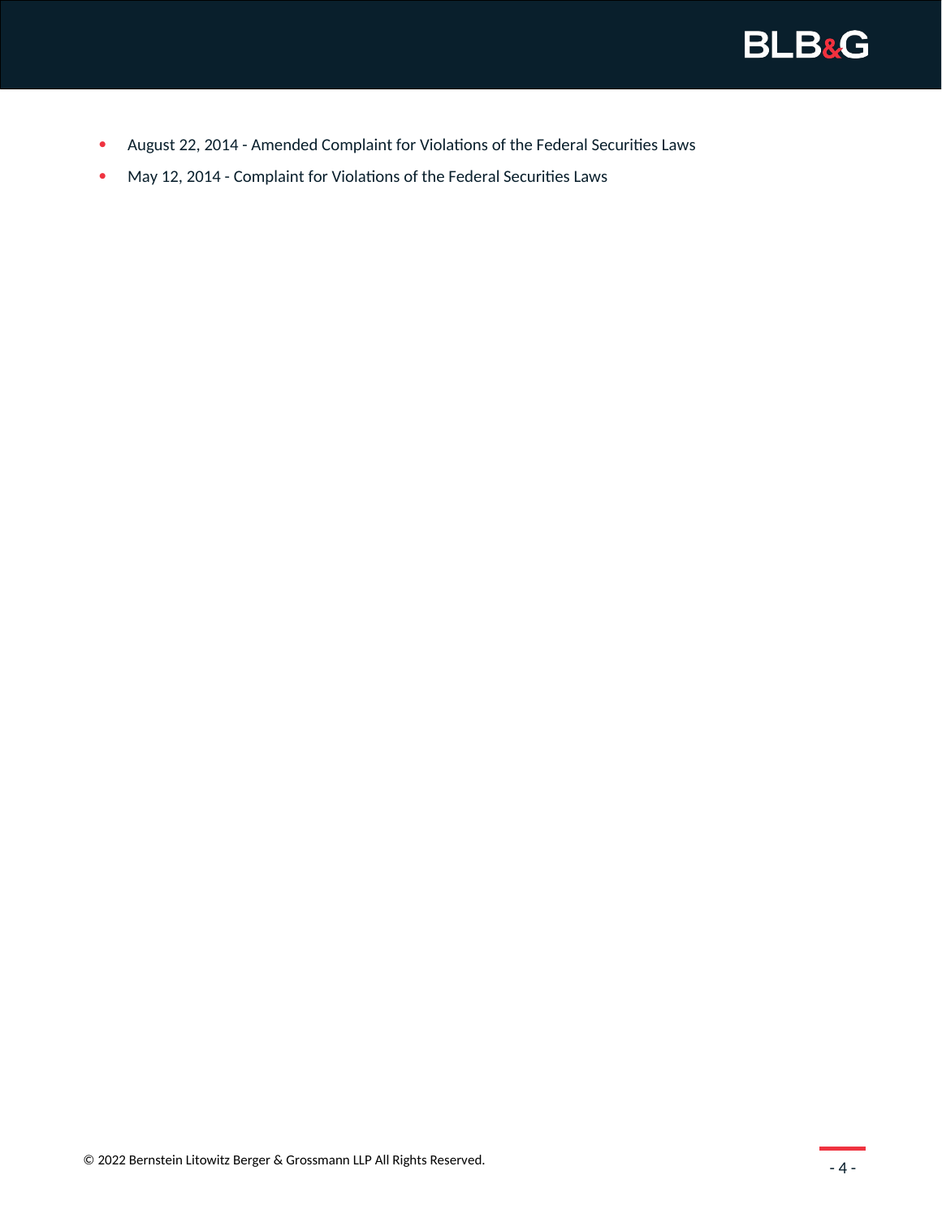- August 22, 2014 - Amended Complaint for Violations of the Federal Securities Laws
- May 12, 2014 - Complaint for Violations of the Federal Securities Laws